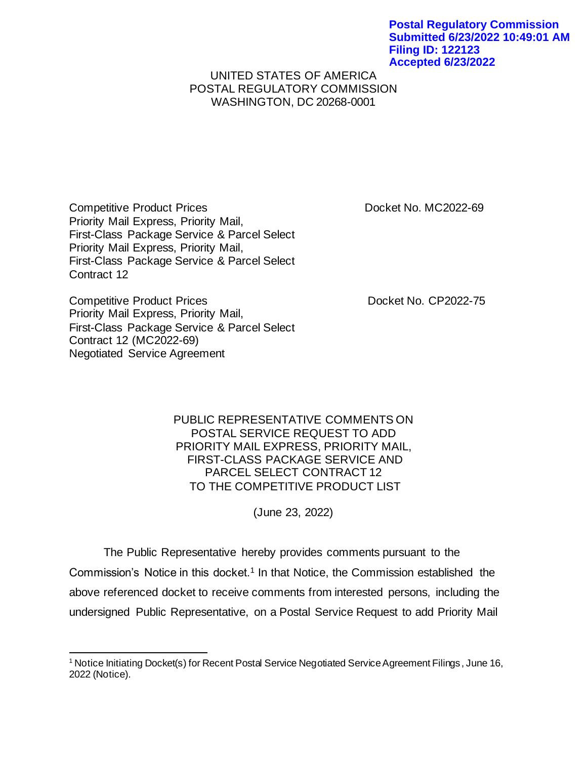**Postal Regulatory Commission**
**Submitted 6/23/2022 10:49:01 AM**
**Filing ID: 122123**
**Accepted 6/23/2022**

UNITED STATES OF AMERICA
POSTAL REGULATORY COMMISSION
WASHINGTON, DC 20268-0001

| | |
|---|---|
| Competitive Product Prices<br>Priority Mail Express, Priority Mail,<br>First-Class Package Service & Parcel Select<br>Priority Mail Express, Priority Mail,<br>First-Class Package Service & Parcel Select<br>Contract 12 | Docket No. MC2022-69 |
| Competitive Product Prices<br>Priority Mail Express, Priority Mail,<br>First-Class Package Service & Parcel Select<br>Contract 12 (MC2022-69)<br>Negotiated Service Agreement | Docket No. CP2022-75 |

PUBLIC REPRESENTATIVE COMMENTS ON POSTAL SERVICE REQUEST TO ADD PRIORITY MAIL EXPRESS, PRIORITY MAIL, FIRST-CLASS PACKAGE SERVICE AND PARCEL SELECT CONTRACT 12 TO THE COMPETITIVE PRODUCT LIST

(June 23, 2022)

The Public Representative hereby provides comments pursuant to the Commission's Notice in this docket.[1] In that Notice, the Commission established the above referenced docket to receive comments from interested persons, including the undersigned Public Representative, on a Postal Service Request to add Priority Mail

[1] Notice Initiating Docket(s) for Recent Postal Service Negotiated Service Agreement Filings, June 16, 2022 (Notice).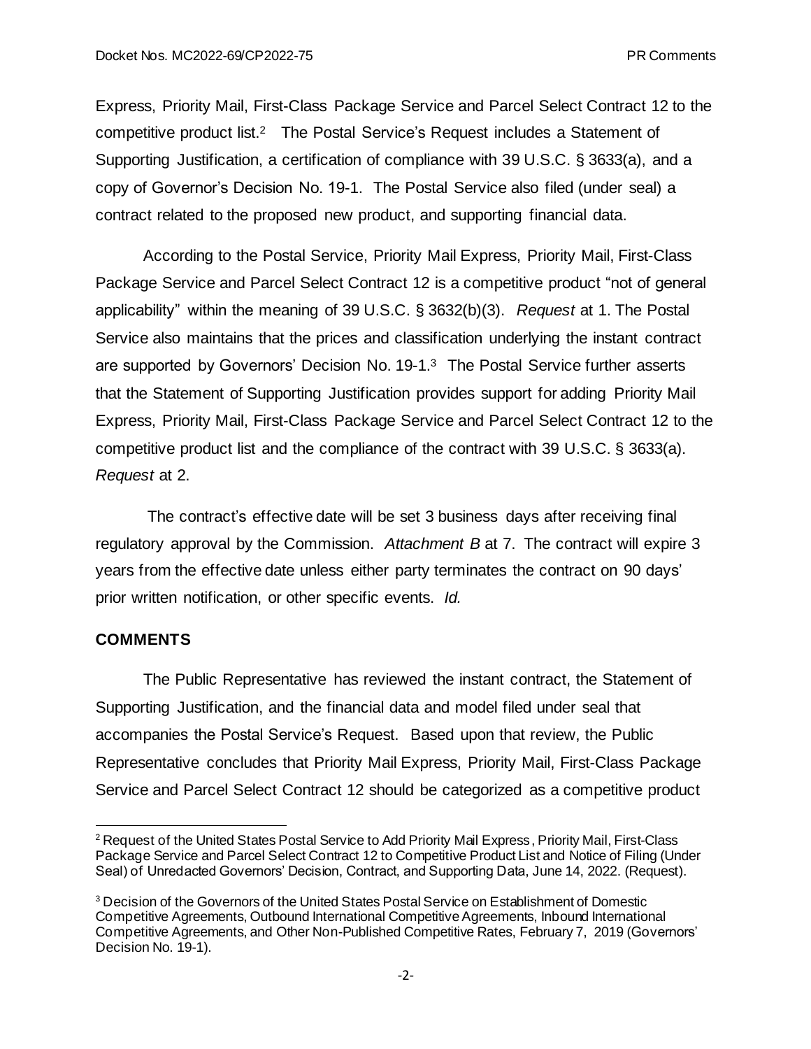Express, Priority Mail, First-Class Package Service and Parcel Select Contract 12 to the competitive product list.[2] The Postal Service's Request includes a Statement of Supporting Justification, a certification of compliance with 39 U.S.C. § 3633(a), and a copy of Governor's Decision No. 19-1. The Postal Service also filed (under seal) a contract related to the proposed new product, and supporting financial data.

According to the Postal Service, Priority Mail Express, Priority Mail, First-Class Package Service and Parcel Select Contract 12 is a competitive product "not of general applicability" within the meaning of 39 U.S.C. § 3632(b)(3). *Request* at 1. The Postal Service also maintains that the prices and classification underlying the instant contract are supported by Governors' Decision No. 19-1.[3] The Postal Service further asserts that the Statement of Supporting Justification provides support for adding Priority Mail Express, Priority Mail, First-Class Package Service and Parcel Select Contract 12 to the competitive product list and the compliance of the contract with 39 U.S.C. § 3633(a). *Request* at 2.

The contract's effective date will be set 3 business days after receiving final regulatory approval by the Commission. *Attachment B* at 7. The contract will expire 3 years from the effective date unless either party terminates the contract on 90 days' prior written notification, or other specific events. *Id.*

## COMMENTS

The Public Representative has reviewed the instant contract, the Statement of Supporting Justification, and the financial data and model filed under seal that accompanies the Postal Service's Request. Based upon that review, the Public Representative concludes that Priority Mail Express, Priority Mail, First-Class Package Service and Parcel Select Contract 12 should be categorized as a competitive product

---

[2] Request of the United States Postal Service to Add Priority Mail Express, Priority Mail, First-Class Package Service and Parcel Select Contract 12 to Competitive Product List and Notice of Filing (Under Seal) of Unredacted Governors' Decision, Contract, and Supporting Data, June 14, 2022. (Request).

[3] Decision of the Governors of the United States Postal Service on Establishment of Domestic Competitive Agreements, Outbound International Competitive Agreements, Inbound International Competitive Agreements, and Other Non-Published Competitive Rates, February 7, 2019 (Governors' Decision No. 19-1).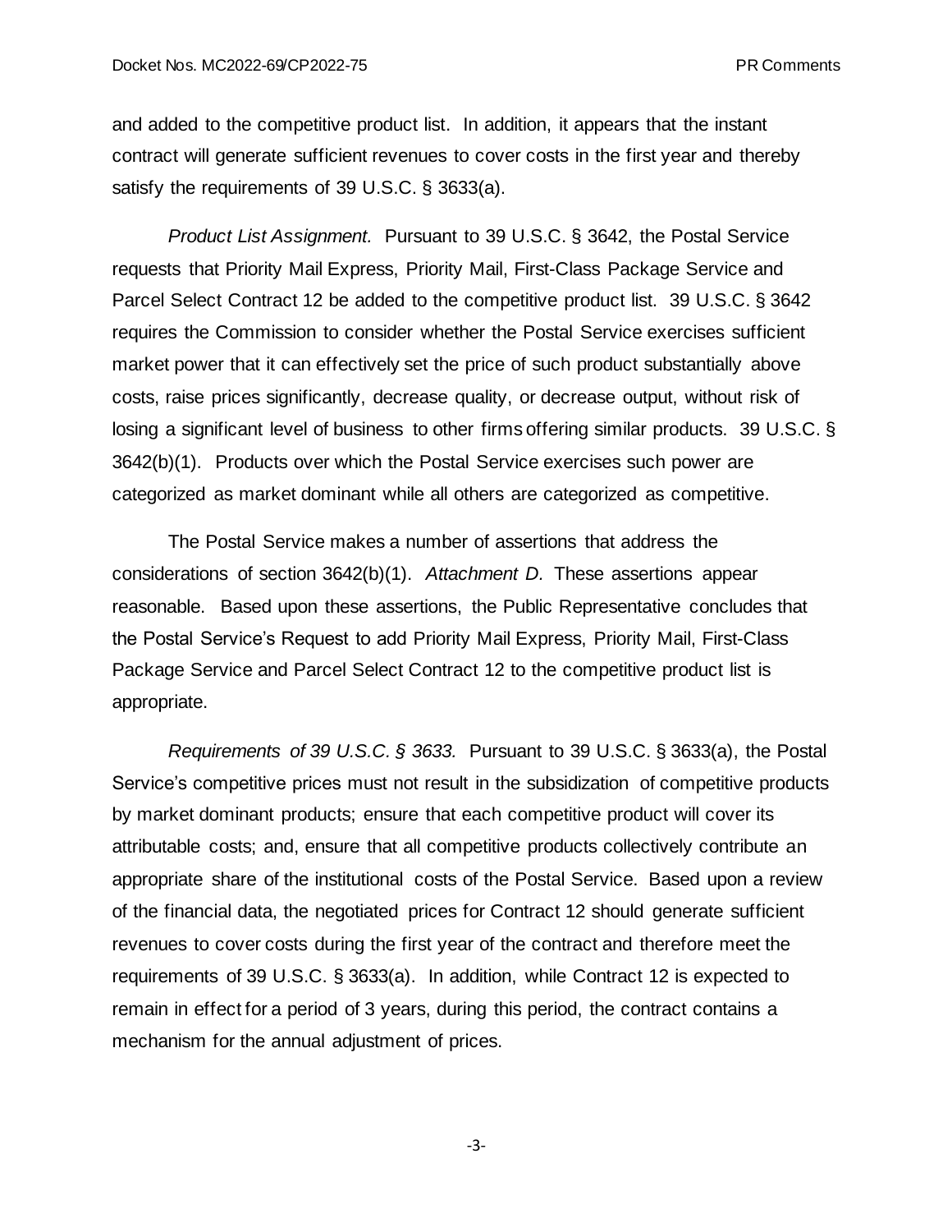and added to the competitive product list. In addition, it appears that the instant contract will generate sufficient revenues to cover costs in the first year and thereby satisfy the requirements of 39 U.S.C. § 3633(a).

*Product List Assignment.* Pursuant to 39 U.S.C. § 3642, the Postal Service requests that Priority Mail Express, Priority Mail, First-Class Package Service and Parcel Select Contract 12 be added to the competitive product list. 39 U.S.C. § 3642 requires the Commission to consider whether the Postal Service exercises sufficient market power that it can effectively set the price of such product substantially above costs, raise prices significantly, decrease quality, or decrease output, without risk of losing a significant level of business to other firms offering similar products. 39 U.S.C. § 3642(b)(1). Products over which the Postal Service exercises such power are categorized as market dominant while all others are categorized as competitive.

The Postal Service makes a number of assertions that address the considerations of section 3642(b)(1). *Attachment D.* These assertions appear reasonable. Based upon these assertions, the Public Representative concludes that the Postal Service's Request to add Priority Mail Express, Priority Mail, First-Class Package Service and Parcel Select Contract 12 to the competitive product list is appropriate.

*Requirements of 39 U.S.C. § 3633.* Pursuant to 39 U.S.C. § 3633(a), the Postal Service's competitive prices must not result in the subsidization of competitive products by market dominant products; ensure that each competitive product will cover its attributable costs; and, ensure that all competitive products collectively contribute an appropriate share of the institutional costs of the Postal Service. Based upon a review of the financial data, the negotiated prices for Contract 12 should generate sufficient revenues to cover costs during the first year of the contract and therefore meet the requirements of 39 U.S.C. § 3633(a). In addition, while Contract 12 is expected to remain in effect for a period of 3 years, during this period, the contract contains a mechanism for the annual adjustment of prices.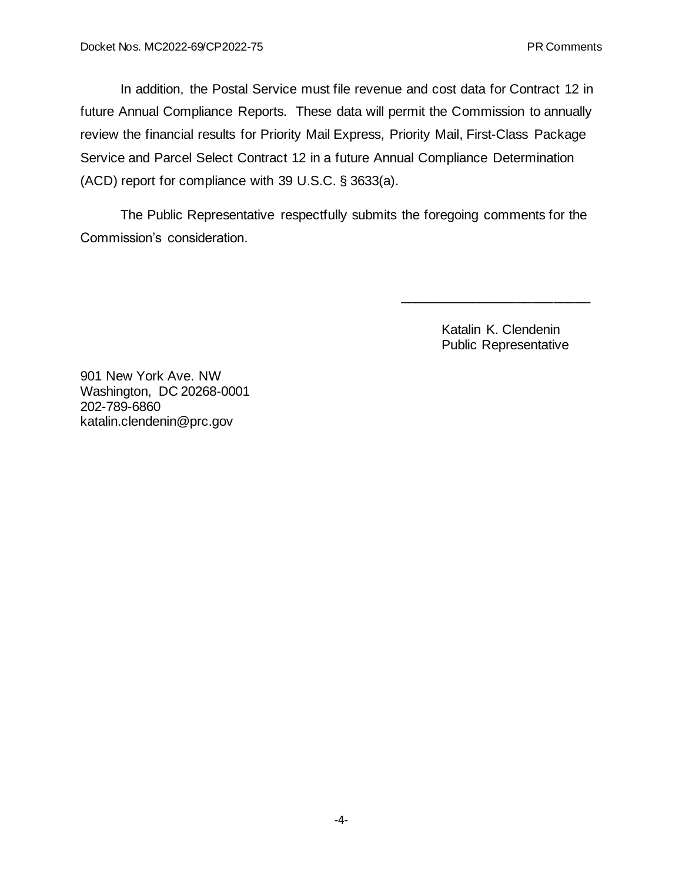In addition, the Postal Service must file revenue and cost data for Contract 12 in future Annual Compliance Reports. These data will permit the Commission to annually review the financial results for Priority Mail Express, Priority Mail, First-Class Package Service and Parcel Select Contract 12 in a future Annual Compliance Determination (ACD) report for compliance with 39 U.S.C. § 3633(a).

The Public Representative respectfully submits the foregoing comments for the Commission's consideration.

\_\_\_\_\_\_\_\_\_\_\_\_\_\_\_\_\_\_\_\_\_\_\_\_\_\_\_

Katalin K. Clendenin
Public Representative

901 New York Ave. NW
Washington, DC 20268-0001
202-789-6860
katalin.clendenin@prc.gov